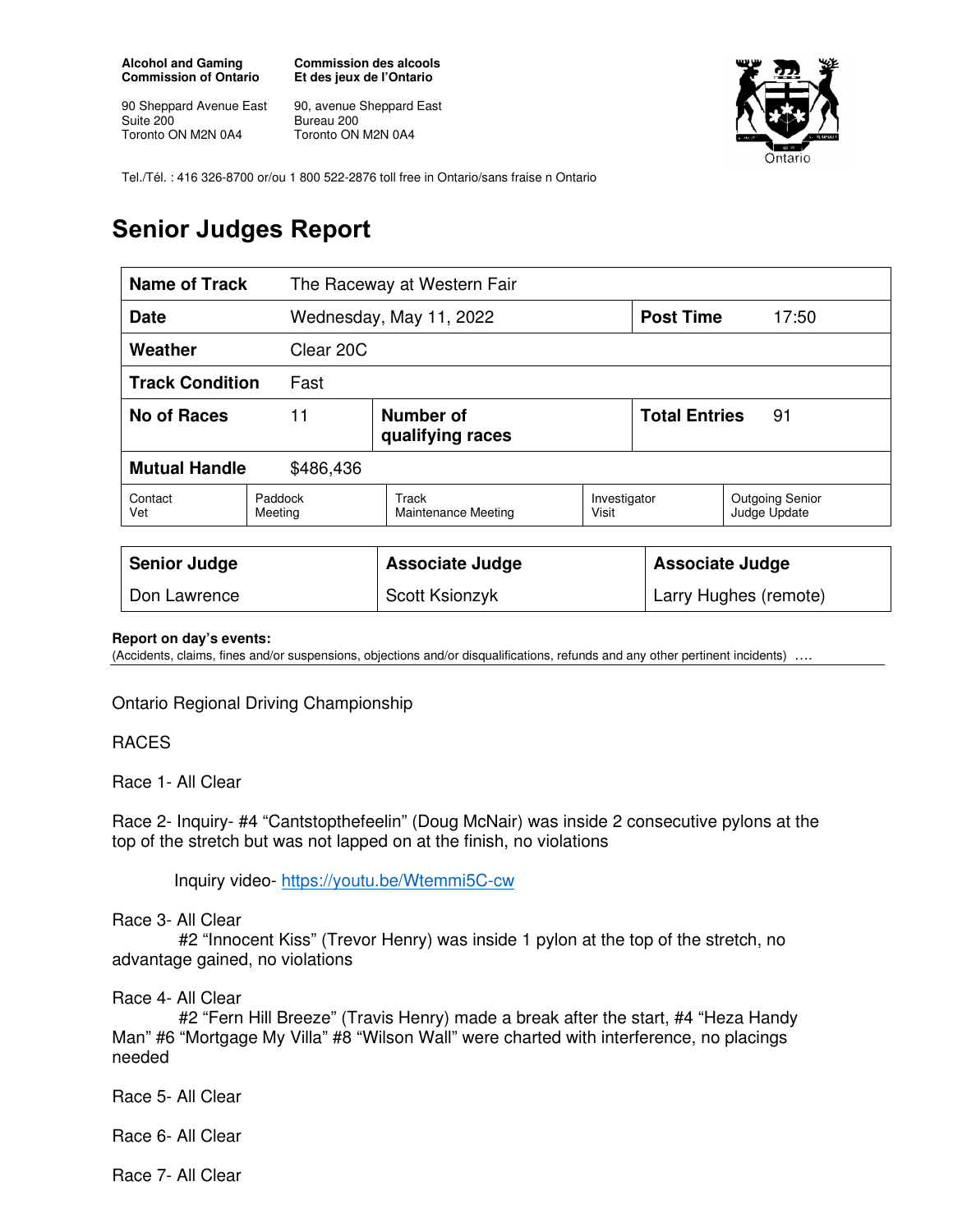**Alcohol and Gaming Commission of Ontario**

90 Sheppard Avenue East
Suite 200
Toronto ON M2N 0A4

**Commission des alcools Et des jeux de l'Ontario**

90, avenue Sheppard East
Bureau 200
Toronto ON M2N 0A4

Tel./Tél. : 416 326-8700 or/ou 1 800 522-2876 toll free in Ontario/sans fraise n Ontario

# Senior Judges Report

| **Name of Track** | The Raceway at Western Fair | | | |
|---|---|---|---|---|
| **Date** | Wednesday, May 11, 2022 | | **Post Time** | 17:50 |
| **Weather** | Clear 20C | | | |
| **Track Condition** | Fast | | | |
| **No of Races** | 11 | **Number of qualifying races** | **Total Entries** | 91 |
| **Mutual Handle** | $486,436 | | | |

| Contact Vet | Paddock Meeting | Track Maintenance Meeting | Investigator Visit | Outgoing Senior Judge Update |
|---|---|---|---|---|

| **Senior Judge** | **Associate Judge** | **Associate Judge** |
|---|---|---|
| Don Lawrence | Scott Ksionzyk | Larry Hughes (remote) |

**Report on day's events:**
(Accidents, claims, fines and/or suspensions, objections and/or disqualifications, refunds and any other pertinent incidents) ….

Ontario Regional Driving Championship

RACES

Race 1- All Clear

Race 2- Inquiry- #4 "Cantstopthefeelin" (Doug McNair) was inside 2 consecutive pylons at the top of the stretch but was not lapped on at the finish, no violations

Inquiry video- https://youtu.be/Wtemmi5C-cw

Race 3- All Clear
#2 "Innocent Kiss" (Trevor Henry) was inside 1 pylon at the top of the stretch, no advantage gained, no violations

Race 4- All Clear
#2 "Fern Hill Breeze" (Travis Henry) made a break after the start, #4 "Heza Handy Man" #6 "Mortgage My Villa" #8 "Wilson Wall" were charted with interference, no placings needed

Race 5- All Clear

Race 6- All Clear

Race 7- All Clear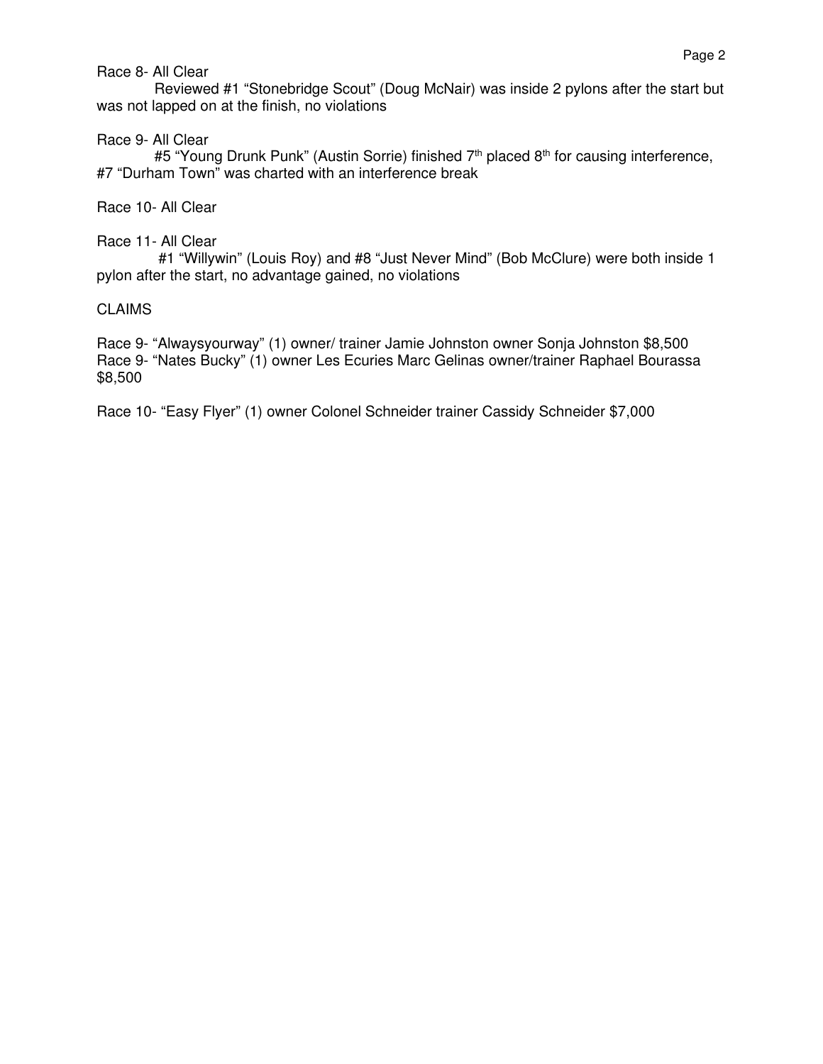Race 8- All Clear

Reviewed #1 “Stonebridge Scout” (Doug McNair) was inside 2 pylons after the start but was not lapped on at the finish, no violations

Race 9- All Clear

#5 “Young Drunk Punk” (Austin Sorrie) finished 7th placed 8th for causing interference, #7 “Durham Town” was charted with an interference break

Race 10- All Clear

Race 11- All Clear

#1 “Willywin” (Louis Roy) and #8 “Just Never Mind” (Bob McClure) were both inside 1 pylon after the start, no advantage gained, no violations

CLAIMS

Race 9- “Alwaysyourway” (1) owner/ trainer Jamie Johnston owner Sonja Johnston $8,500
Race 9- “Nates Bucky” (1) owner Les Ecuries Marc Gelinas owner/trainer Raphael Bourassa $8,500

Race 10- “Easy Flyer” (1) owner Colonel Schneider trainer Cassidy Schneider $7,000